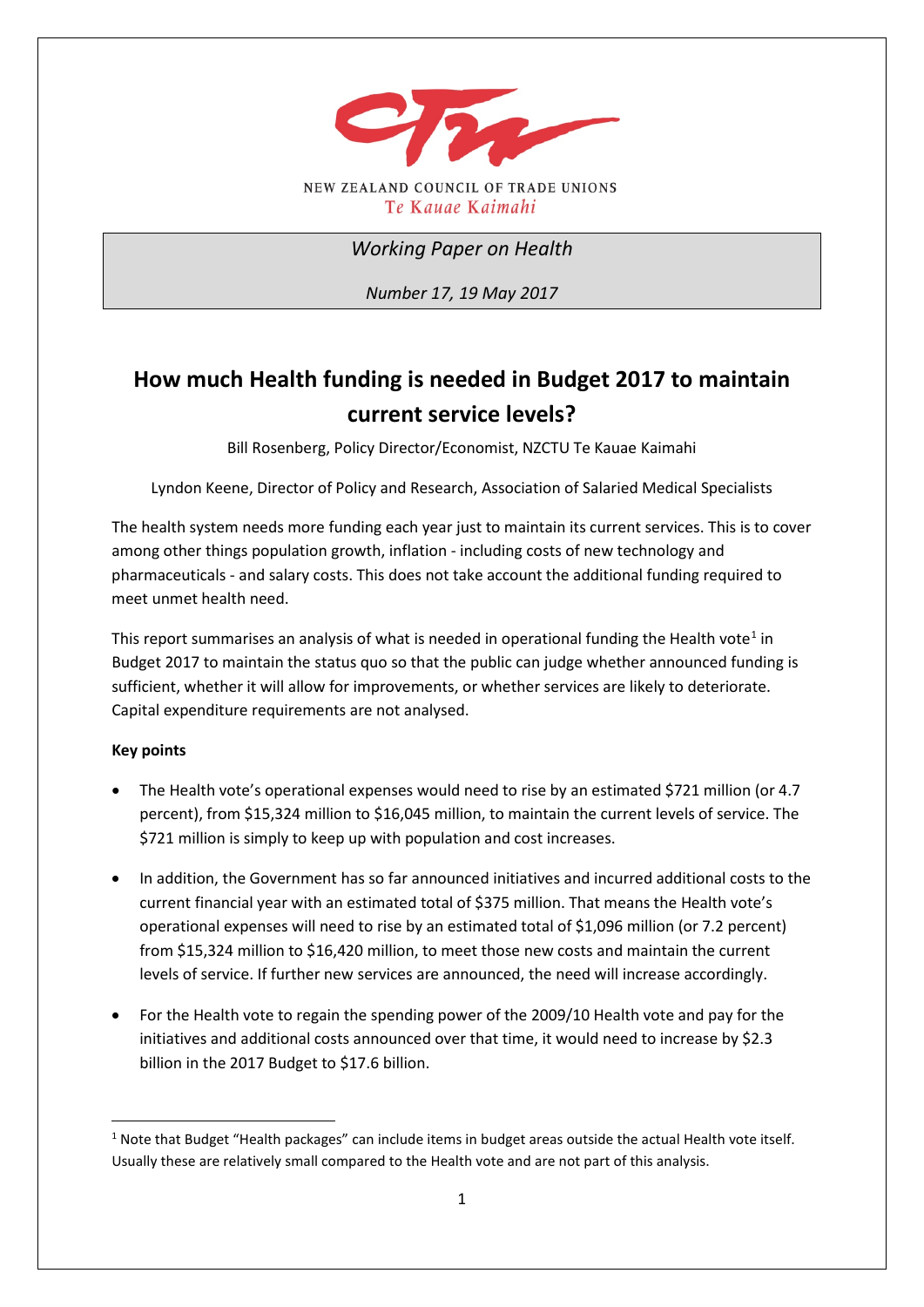NEW ZEALAND COUNCIL OF TRADE UNIONS
Te Kauae Kaimahi

*Working Paper on Health*

*Number 17, 19 May 2017*

# How much Health funding is needed in Budget 2017 to maintain current service levels?

Bill Rosenberg, Policy Director/Economist, NZCTU Te Kauae Kaimahi

Lyndon Keene, Director of Policy and Research, Association of Salaried Medical Specialists

The health system needs more funding each year just to maintain its current services. This is to cover among other things population growth, inflation - including costs of new technology and pharmaceuticals - and salary costs. This does not take account the additional funding required to meet unmet health need.

This report summarises an analysis of what is needed in operational funding the Health vote[1] in Budget 2017 to maintain the status quo so that the public can judge whether announced funding is sufficient, whether it will allow for improvements, or whether services are likely to deteriorate. Capital expenditure requirements are not analysed.

**Key points**

- The Health vote's operational expenses would need to rise by an estimated $721 million (or 4.7 percent), from $15,324 million to $16,045 million, to maintain the current levels of service. The $721 million is simply to keep up with population and cost increases.
- In addition, the Government has so far announced initiatives and incurred additional costs to the current financial year with an estimated total of $375 million. That means the Health vote's operational expenses will need to rise by an estimated total of $1,096 million (or 7.2 percent) from $15,324 million to $16,420 million, to meet those new costs and maintain the current levels of service. If further new services are announced, the need will increase accordingly.
- For the Health vote to regain the spending power of the 2009/10 Health vote and pay for the initiatives and additional costs announced over that time, it would need to increase by $2.3 billion in the 2017 Budget to $17.6 billion.

[1] Note that Budget "Health packages" can include items in budget areas outside the actual Health vote itself. Usually these are relatively small compared to the Health vote and are not part of this analysis.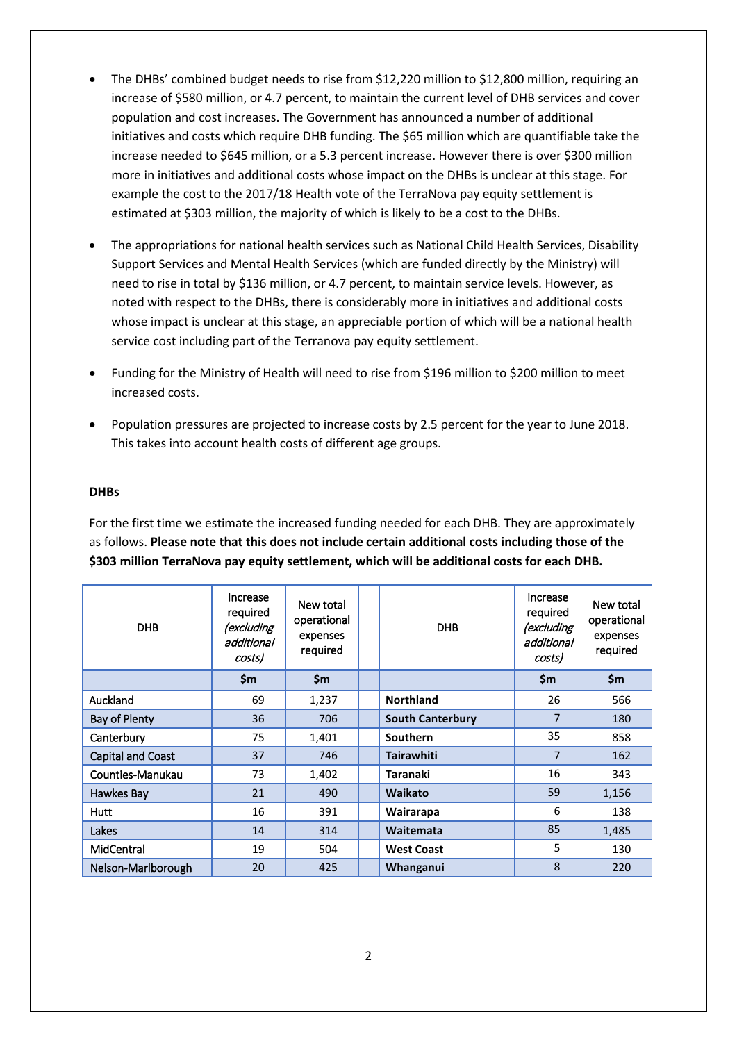- The DHBs' combined budget needs to rise from $12,220 million to $12,800 million, requiring an increase of $580 million, or 4.7 percent, to maintain the current level of DHB services and cover population and cost increases. The Government has announced a number of additional initiatives and costs which require DHB funding. The $65 million which are quantifiable take the increase needed to $645 million, or a 5.3 percent increase. However there is over $300 million more in initiatives and additional costs whose impact on the DHBs is unclear at this stage. For example the cost to the 2017/18 Health vote of the TerraNova pay equity settlement is estimated at $303 million, the majority of which is likely to be a cost to the DHBs.

- The appropriations for national health services such as National Child Health Services, Disability Support Services and Mental Health Services (which are funded directly by the Ministry) will need to rise in total by $136 million, or 4.7 percent, to maintain service levels. However, as noted with respect to the DHBs, there is considerably more in initiatives and additional costs whose impact is unclear at this stage, an appreciable portion of which will be a national health service cost including part of the Terranova pay equity settlement.

- Funding for the Ministry of Health will need to rise from $196 million to $200 million to meet increased costs.

- Population pressures are projected to increase costs by 2.5 percent for the year to June 2018. This takes into account health costs of different age groups.

**DHBs**

For the first time we estimate the increased funding needed for each DHB. They are approximately as follows. **Please note that this does not include certain additional costs including those of the $303 million TerraNova pay equity settlement, which will be additional costs for each DHB.**

| DHB | Increase required *(excluding additional costs)* | New total operational expenses required | | DHB | Increase required *(excluding additional costs)* | New total operational expenses required |
|---|---|---|---|---|---|---|
| | $m | $m | | | $m | $m |
| Auckland | 69 | 1,237 | | **Northland** | 26 | 566 |
| Bay of Plenty | 36 | 706 | | **South Canterbury** | 7 | 180 |
| Canterbury | 75 | 1,401 | | **Southern** | 35 | 858 |
| Capital and Coast | 37 | 746 | | **Tairawhiti** | 7 | 162 |
| Counties-Manukau | 73 | 1,402 | | **Taranaki** | 16 | 343 |
| Hawkes Bay | 21 | 490 | | **Waikato** | 59 | 1,156 |
| Hutt | 16 | 391 | | **Wairarapa** | 6 | 138 |
| Lakes | 14 | 314 | | **Waitemata** | 85 | 1,485 |
| MidCentral | 19 | 504 | | **West Coast** | 5 | 130 |
| Nelson-Marlborough | 20 | 425 | | **Whanganui** | 8 | 220 |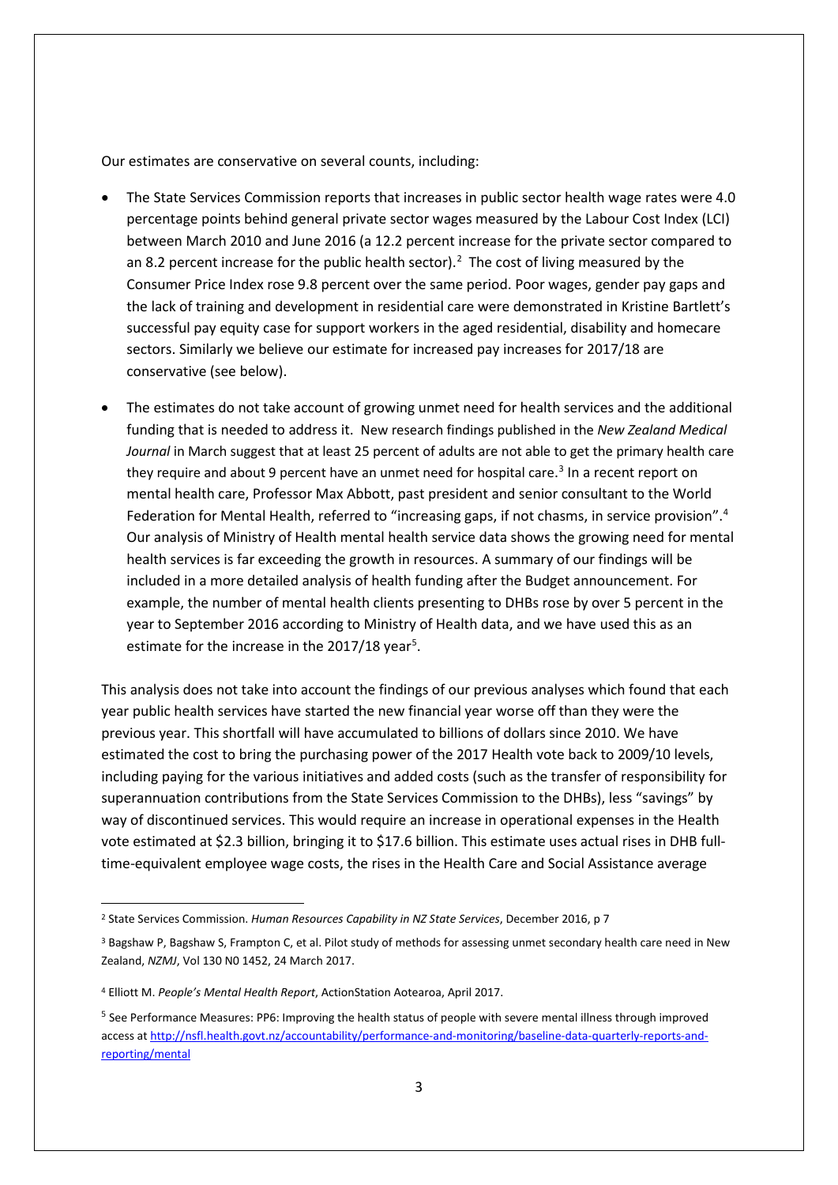Our estimates are conservative on several counts, including:

- The State Services Commission reports that increases in public sector health wage rates were 4.0 percentage points behind general private sector wages measured by the Labour Cost Index (LCI) between March 2010 and June 2016 (a 12.2 percent increase for the private sector compared to an 8.2 percent increase for the public health sector).[2] The cost of living measured by the Consumer Price Index rose 9.8 percent over the same period. Poor wages, gender pay gaps and the lack of training and development in residential care were demonstrated in Kristine Bartlett's successful pay equity case for support workers in the aged residential, disability and homecare sectors. Similarly we believe our estimate for increased pay increases for 2017/18 are conservative (see below).

- The estimates do not take account of growing unmet need for health services and the additional funding that is needed to address it. New research findings published in the *New Zealand Medical Journal* in March suggest that at least 25 percent of adults are not able to get the primary health care they require and about 9 percent have an unmet need for hospital care.[3] In a recent report on mental health care, Professor Max Abbott, past president and senior consultant to the World Federation for Mental Health, referred to "increasing gaps, if not chasms, in service provision".[4] Our analysis of Ministry of Health mental health service data shows the growing need for mental health services is far exceeding the growth in resources. A summary of our findings will be included in a more detailed analysis of health funding after the Budget announcement. For example, the number of mental health clients presenting to DHBs rose by over 5 percent in the year to September 2016 according to Ministry of Health data, and we have used this as an estimate for the increase in the 2017/18 year[5].

This analysis does not take into account the findings of our previous analyses which found that each year public health services have started the new financial year worse off than they were the previous year. This shortfall will have accumulated to billions of dollars since 2010. We have estimated the cost to bring the purchasing power of the 2017 Health vote back to 2009/10 levels, including paying for the various initiatives and added costs (such as the transfer of responsibility for superannuation contributions from the State Services Commission to the DHBs), less "savings" by way of discontinued services. This would require an increase in operational expenses in the Health vote estimated at $2.3 billion, bringing it to $17.6 billion. This estimate uses actual rises in DHB full-time-equivalent employee wage costs, the rises in the Health Care and Social Assistance average

---

[2] State Services Commission. *Human Resources Capability in NZ State Services*, December 2016, p 7

[3] Bagshaw P, Bagshaw S, Frampton C, et al. Pilot study of methods for assessing unmet secondary health care need in New Zealand, *NZMJ*, Vol 130 N0 1452, 24 March 2017.

[4] Elliott M. *People's Mental Health Report*, ActionStation Aotearoa, April 2017.

[5] See Performance Measures: PP6: Improving the health status of people with severe mental illness through improved access at http://nsfl.health.govt.nz/accountability/performance-and-monitoring/baseline-data-quarterly-reports-and-reporting/mental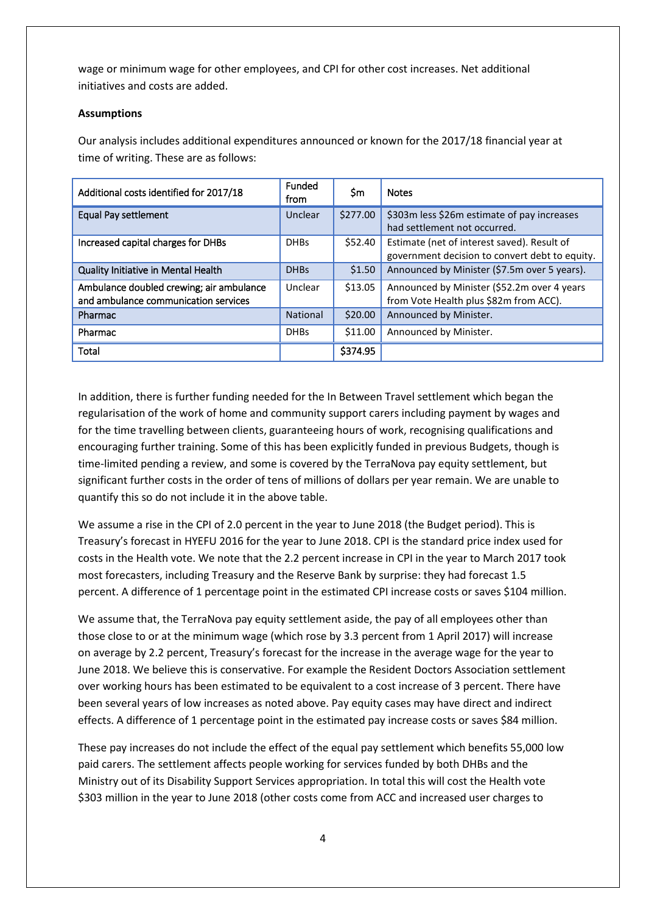wage or minimum wage for other employees, and CPI for other cost increases. Net additional initiatives and costs are added.

**Assumptions**

Our analysis includes additional expenditures announced or known for the 2017/18 financial year at time of writing. These are as follows:

| Additional costs identified for 2017/18 | Funded from | $m | Notes |
|---|---|---|---|
| Equal Pay settlement | Unclear | $277.00 | $303m less $26m estimate of pay increases had settlement not occurred. |
| Increased capital charges for DHBs | DHBs | $52.40 | Estimate (net of interest saved). Result of government decision to convert debt to equity. |
| Quality Initiative in Mental Health | DHBs | $1.50 | Announced by Minister ($7.5m over 5 years). |
| Ambulance doubled crewing; air ambulance and ambulance communication services | Unclear | $13.05 | Announced by Minister ($52.2m over 4 years from Vote Health plus $82m from ACC). |
| Pharmac | National | $20.00 | Announced by Minister. |
| Pharmac | DHBs | $11.00 | Announced by Minister. |
| Total | | $374.95 | |

In addition, there is further funding needed for the In Between Travel settlement which began the regularisation of the work of home and community support carers including payment by wages and for the time travelling between clients, guaranteeing hours of work, recognising qualifications and encouraging further training. Some of this has been explicitly funded in previous Budgets, though is time-limited pending a review, and some is covered by the TerraNova pay equity settlement, but significant further costs in the order of tens of millions of dollars per year remain. We are unable to quantify this so do not include it in the above table.

We assume a rise in the CPI of 2.0 percent in the year to June 2018 (the Budget period). This is Treasury's forecast in HYEFU 2016 for the year to June 2018. CPI is the standard price index used for costs in the Health vote. We note that the 2.2 percent increase in CPI in the year to March 2017 took most forecasters, including Treasury and the Reserve Bank by surprise: they had forecast 1.5 percent. A difference of 1 percentage point in the estimated CPI increase costs or saves $104 million.

We assume that, the TerraNova pay equity settlement aside, the pay of all employees other than those close to or at the minimum wage (which rose by 3.3 percent from 1 April 2017) will increase on average by 2.2 percent, Treasury's forecast for the increase in the average wage for the year to June 2018. We believe this is conservative. For example the Resident Doctors Association settlement over working hours has been estimated to be equivalent to a cost increase of 3 percent. There have been several years of low increases as noted above. Pay equity cases may have direct and indirect effects. A difference of 1 percentage point in the estimated pay increase costs or saves $84 million.

These pay increases do not include the effect of the equal pay settlement which benefits 55,000 low paid carers. The settlement affects people working for services funded by both DHBs and the Ministry out of its Disability Support Services appropriation. In total this will cost the Health vote $303 million in the year to June 2018 (other costs come from ACC and increased user charges to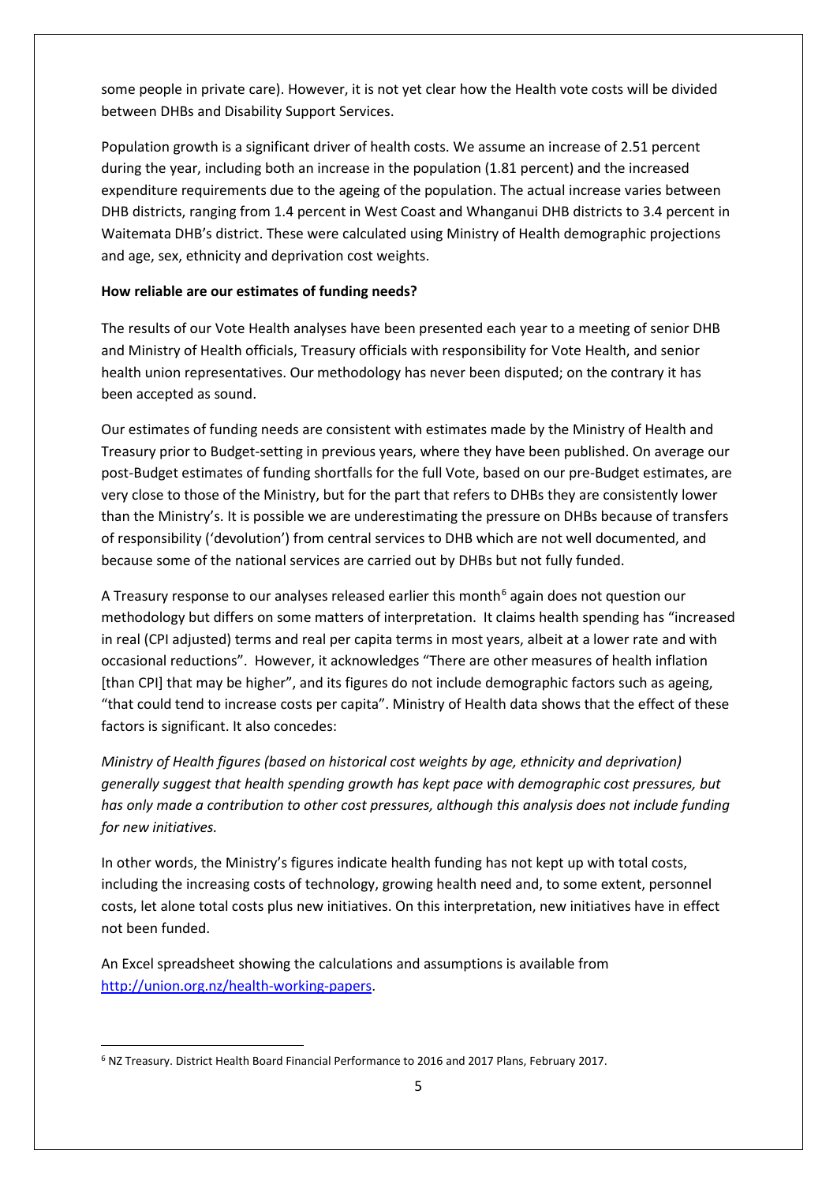some people in private care). However, it is not yet clear how the Health vote costs will be divided between DHBs and Disability Support Services.

Population growth is a significant driver of health costs. We assume an increase of 2.51 percent during the year, including both an increase in the population (1.81 percent) and the increased expenditure requirements due to the ageing of the population. The actual increase varies between DHB districts, ranging from 1.4 percent in West Coast and Whanganui DHB districts to 3.4 percent in Waitemata DHB's district. These were calculated using Ministry of Health demographic projections and age, sex, ethnicity and deprivation cost weights.

**How reliable are our estimates of funding needs?**

The results of our Vote Health analyses have been presented each year to a meeting of senior DHB and Ministry of Health officials, Treasury officials with responsibility for Vote Health, and senior health union representatives. Our methodology has never been disputed; on the contrary it has been accepted as sound.

Our estimates of funding needs are consistent with estimates made by the Ministry of Health and Treasury prior to Budget-setting in previous years, where they have been published. On average our post-Budget estimates of funding shortfalls for the full Vote, based on our pre-Budget estimates, are very close to those of the Ministry, but for the part that refers to DHBs they are consistently lower than the Ministry's. It is possible we are underestimating the pressure on DHBs because of transfers of responsibility ('devolution') from central services to DHB which are not well documented, and because some of the national services are carried out by DHBs but not fully funded.

A Treasury response to our analyses released earlier this month[6] again does not question our methodology but differs on some matters of interpretation. It claims health spending has "increased in real (CPI adjusted) terms and real per capita terms in most years, albeit at a lower rate and with occasional reductions". However, it acknowledges "There are other measures of health inflation [than CPI] that may be higher", and its figures do not include demographic factors such as ageing, "that could tend to increase costs per capita". Ministry of Health data shows that the effect of these factors is significant. It also concedes:

*Ministry of Health figures (based on historical cost weights by age, ethnicity and deprivation) generally suggest that health spending growth has kept pace with demographic cost pressures, but has only made a contribution to other cost pressures, although this analysis does not include funding for new initiatives.*

In other words, the Ministry's figures indicate health funding has not kept up with total costs, including the increasing costs of technology, growing health need and, to some extent, personnel costs, let alone total costs plus new initiatives. On this interpretation, new initiatives have in effect not been funded.

An Excel spreadsheet showing the calculations and assumptions is available from [http://union.org.nz/health-working-papers](http://union.org.nz/health-working-papers).

---

[6] NZ Treasury. District Health Board Financial Performance to 2016 and 2017 Plans, February 2017.